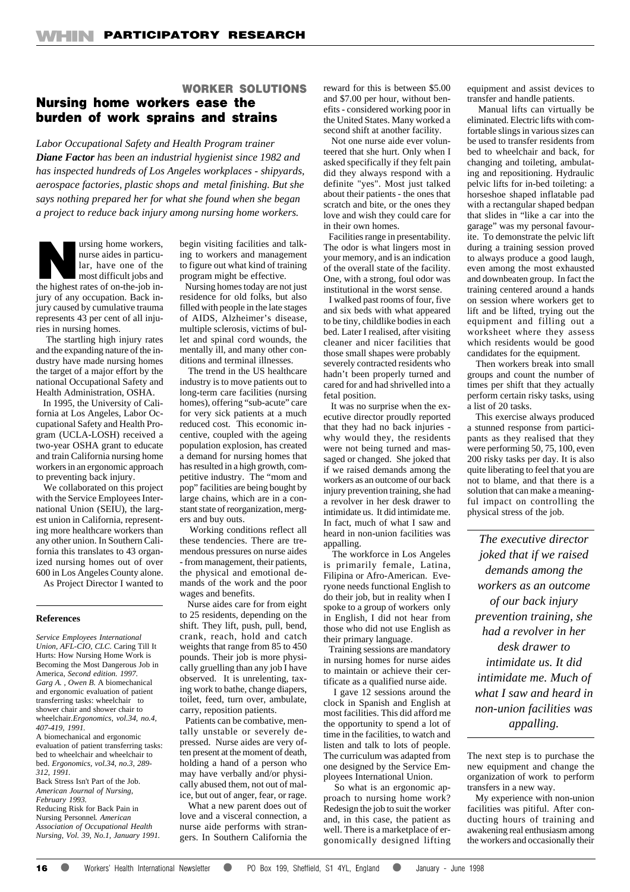## WORKER SOLUTIONS

# Nursing home workers ease the burden of work sprains and strains

*Labor Occupational Safety and Health Program trainer **Diane Factor** has been an industrial hygienist since 1982 and has inspected hundreds of Los Angeles workplaces - shipyards, aerospace factories, plastic shops and metal finishing. But she says nothing prepared her for what she found when she began a project to reduce back injury among nursing home workers.*

Nursing home workers, nurse aides in particular, have one of the most difficult jobs and the highest rates of on-the-job injury of any occupation. Back injury caused by cumulative trauma represents 43 per cent of all injuries in nursing homes.

The startling high injury rates and the expanding nature of the industry have made nursing homes the target of a major effort by the national Occupational Safety and Health Administration, OSHA.

In 1995, the University of California at Los Angeles, Labor Occupational Safety and Health Program (UCLA-LOSH) received a two-year OSHA grant to educate and train California nursing home workers in an ergonomic approach to preventing back injury.

We collaborated on this project with the Service Employees International Union (SEIU), the largest union in California, representing more healthcare workers than any other union. In Southern California this translates to 43 organized nursing homes out of over 600 in Los Angeles County alone.

As Project Director I wanted to begin visiting facilities and talking to workers and management to figure out what kind of training program might be effective.

Nursing homes today are not just residence for old folks, but also filled with people in the late stages of AIDS, Alzheimer's disease, multiple sclerosis, victims of bullet and spinal cord wounds, the mentally ill, and many other conditions and terminal illnesses.

The trend in the US healthcare industry is to move patients out to long-term care facilities (nursing homes), offering "sub-acute" care for very sick patients at a much reduced cost. This economic incentive, coupled with the ageing population explosion, has created a demand for nursing homes that has resulted in a high growth, competitive industry. The "mom and pop" facilities are being bought by large chains, which are in a constant state of reorganization, mergers and buy outs.

Working conditions reflect all these tendencies. There are tremendous pressures on nurse aides - from management, their patients, the physical and emotional demands of the work and the poor wages and benefits.

Nurse aides care for from eight to 25 residents, depending on the shift. They lift, push, pull, bend, crank, reach, hold and catch weights that range from 85 to 450 pounds. Their job is more physically gruelling than any job I have observed. It is unrelenting, taxing work to bathe, change diapers, toilet, feed, turn over, ambulate, carry, reposition patients.

Patients can be combative, mentally unstable or severely depressed. Nurse aides are very often present at the moment of death, holding a hand of a person who may have verbally and/or physically abused them, not out of malice, but out of anger, fear, or rage.

What a new parent does out of love and a visceral connection, a nurse aide performs with strangers. In Southern California the reward for this is between $5.00 and $7.00 per hour, without benefits - considered working poor in the United States. Many worked a second shift at another facility.

Not one nurse aide ever volunteered that she hurt. Only when I asked specifically if they felt pain did they always respond with a definite "yes". Most just talked about their patients - the ones that scratch and bite, or the ones they love and wish they could care for in their own homes.

Facilities range in presentability. The odor is what lingers most in your memory, and is an indication of the overall state of the facility. One, with a strong, foul odor was institutional in the worst sense.

I walked past rooms of four, five and six beds with what appeared to be tiny, childlike bodies in each bed. Later I realised, after visiting cleaner and nicer facilities that those small shapes were probably severely contracted residents who hadn't been properly turned and cared for and had shrivelled into a fetal position.

It was no surprise when the executive director proudly reported that they had no back injuries - why would they, the residents were not being turned and massaged or changed. She joked that if we raised demands among the workers as an outcome of our back injury prevention training, she had a revolver in her desk drawer to intimidate us. It did intimidate me. In fact, much of what I saw and heard in non-union facilities was appalling.

The workforce in Los Angeles is primarily female, Latina, Filipina or Afro-American. Everyone needs functional English to do their job, but in reality when I spoke to a group of workers only in English, I did not hear from those who did not use English as their primary language.

Training sessions are mandatory in nursing homes for nurse aides to maintain or achieve their certificate as a qualified nurse aide.

I gave 12 sessions around the clock in Spanish and English at most facilities. This did afford me the opportunity to spend a lot of time in the facilities, to watch and listen and talk to lots of people. The curriculum was adapted from one designed by the Service Employees International Union.

So what is an ergonomic approach to nursing home work? Redesign the job to suit the worker and, in this case, the patient as well. There is a marketplace of ergonomically designed lifting equipment and assist devices to transfer and handle patients.

Manual lifts can virtually be eliminated. Electric lifts with comfortable slings in various sizes can be used to transfer residents from bed to wheelchair and back, for changing and toileting, ambulating and repositioning. Hydraulic pelvic lifts for in-bed toileting: a horseshoe shaped inflatable pad with a rectangular shaped bedpan that slides in "like a car into the garage" was my personal favourite. To demonstrate the pelvic lift during a training session proved to always produce a good laugh, even among the most exhausted and downbeaten group. In fact the training centered around a hands on session where workers get to lift and be lifted, trying out the equipment and filling out a worksheet where they assess which residents would be good candidates for the equipment.

Then workers break into small groups and count the number of times per shift that they actually perform certain risky tasks, using a list of 20 tasks.

This exercise always produced a stunned response from participants as they realised that they were performing 50, 75, 100, even 200 risky tasks per day. It is also quite liberating to feel that you are not to blame, and that there is a solution that can make a meaningful impact on controlling the physical stress of the job.

> *The executive director joked that if we raised demands among the workers as an outcome of our back injury prevention training, she had a revolver in her desk drawer to intimidate us. It did intimidate me. Much of what I saw and heard in non-union facilities was appalling.*

The next step is to purchase the new equipment and change the organization of work to perform transfers in a new way.

My experience with non-union facilities was pitiful. After conducting hours of training and awakening real enthusiasm among the workers and occasionally their

### References

*Service Employees International Union, AFL-CIO, CLC.* Caring Till It Hurts: How Nursing Home Work is Becoming the Most Dangerous Job in America, *Second edition. 1997.*

*Garg A. , Owen B.* A biomechanical and ergonomic evaluation of patient transferring tasks: wheelchair to shower chair and shower chair to wheelchair.*Ergonomics, vol.34, no.4, 407-419, 1991.*

A biomechanical and ergonomic evaluation of patient transferring tasks: bed to wheelchair and wheelchair to bed. *Ergonomics, vol.34, no.3, 289-312, 1991.*

Back Stress Isn't Part of the Job. *American Journal of Nursing, February 1993.*

Reducing Risk for Back Pain in Nursing Personnel*. American Association of Occupational Health Nursing, Vol. 39, No.1, January 1991.*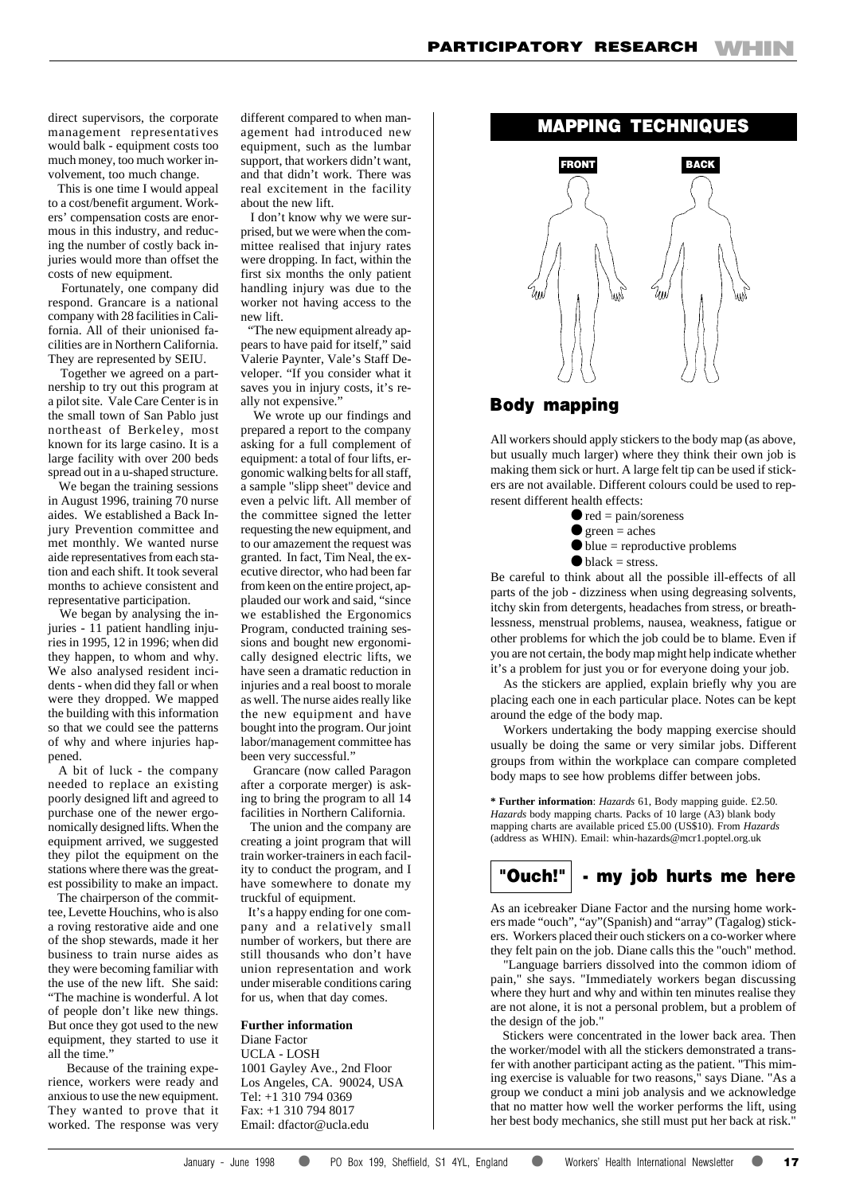direct supervisors, the corporate management representatives would balk - equipment costs too much money, too much worker involvement, too much change.

This is one time I would appeal to a cost/benefit argument. Workers' compensation costs are enormous in this industry, and reducing the number of costly back injuries would more than offset the costs of new equipment.

Fortunately, one company did respond. Grancare is a national company with 28 facilities in California. All of their unionised facilities are in Northern California. They are represented by SEIU.

Together we agreed on a partnership to try out this program at a pilot site. Vale Care Center is in the small town of San Pablo just northeast of Berkeley, most known for its large casino. It is a large facility with over 200 beds spread out in a u-shaped structure.

We began the training sessions in August 1996, training 70 nurse aides. We established a Back Injury Prevention committee and met monthly. We wanted nurse aide representatives from each station and each shift. It took several months to achieve consistent and representative participation.

We began by analysing the injuries - 11 patient handling injuries in 1995, 12 in 1996; when did they happen, to whom and why. We also analysed resident incidents - when did they fall or when were they dropped. We mapped the building with this information so that we could see the patterns of why and where injuries happened.

A bit of luck - the company needed to replace an existing poorly designed lift and agreed to purchase one of the newer ergonomically designed lifts. When the equipment arrived, we suggested they pilot the equipment on the stations where there was the greatest possibility to make an impact.

The chairperson of the committee, Levette Houchins, who is also a roving restorative aide and one of the shop stewards, made it her business to train nurse aides as they were becoming familiar with the use of the new lift. She said: "The machine is wonderful. A lot of people don't like new things. But once they got used to the new equipment, they started to use it all the time."

Because of the training experience, workers were ready and anxious to use the new equipment. They wanted to prove that it worked. The response was very different compared to when management had introduced new equipment, such as the lumbar support, that workers didn't want, and that didn't work. There was real excitement in the facility about the new lift.

I don't know why we were surprised, but we were when the committee realised that injury rates were dropping. In fact, within the first six months the only patient handling injury was due to the worker not having access to the new lift.

"The new equipment already appears to have paid for itself," said Valerie Paynter, Vale's Staff Developer. "If you consider what it saves you in injury costs, it's really not expensive."

We wrote up our findings and prepared a report to the company asking for a full complement of equipment: a total of four lifts, ergonomic walking belts for all staff, a sample "slipp sheet" device and even a pelvic lift. All member of the committee signed the letter requesting the new equipment, and to our amazement the request was granted. In fact, Tim Neal, the executive director, who had been far from keen on the entire project, applauded our work and said, "since we established the Ergonomics Program, conducted training sessions and bought new ergonomically designed electric lifts, we have seen a dramatic reduction in injuries and a real boost to morale as well. The nurse aides really like the new equipment and have bought into the program. Our joint labor/management committee has been very successful."

Grancare (now called Paragon after a corporate merger) is asking to bring the program to all 14 facilities in Northern California.

The union and the company are creating a joint program that will train worker-trainers in each facility to conduct the program, and I have somewhere to donate my truckful of equipment.

It's a happy ending for one company and a relatively small number of workers, but there are still thousands who don't have union representation and work under miserable conditions caring for us, when that day comes.

**Further information**
Diane Factor
UCLA - LOSH
1001 Gayley Ave., 2nd Floor
Los Angeles, CA. 90024, USA
Tel: +1 310 794 0369
Fax: +1 310 794 8017
Email: dfactor@ucla.edu

## MAPPING TECHNIQUES

FRONT BACK

### Body mapping

All workers should apply stickers to the body map (as above, but usually much larger) where they think their own job is making them sick or hurt. A large felt tip can be used if stickers are not available. Different colours could be used to represent different health effects:

- red = pain/soreness
- green = aches
- blue = reproductive problems
- black = stress.

Be careful to think about all the possible ill-effects of all parts of the job - dizziness when using degreasing solvents, itchy skin from detergents, headaches from stress, or breathlessness, menstrual problems, nausea, weakness, fatigue or other problems for which the job could be to blame. Even if you are not certain, the body map might help indicate whether it's a problem for just you or for everyone doing your job.

As the stickers are applied, explain briefly why you are placing each one in each particular place. Notes can be kept around the edge of the body map.

Workers undertaking the body mapping exercise should usually be doing the same or very similar jobs. Different groups from within the workplace can compare completed body maps to see how problems differ between jobs.

**\* Further information**: *Hazards* 61, Body mapping guide. £2.50. *Hazards* body mapping charts. Packs of 10 large (A3) blank body mapping charts are available priced £5.00 (US$10). From *Hazards* (address as WHIN). Email: whin-hazards@mcr1.poptel.org.uk

### "Ouch!" - my job hurts me here

As an icebreaker Diane Factor and the nursing home workers made "ouch", "ay"(Spanish) and "array" (Tagalog) stickers. Workers placed their ouch stickers on a co-worker where they felt pain on the job. Diane calls this the "ouch" method.

"Language barriers dissolved into the common idiom of pain," she says. "Immediately workers began discussing where they hurt and why and within ten minutes realise they are not alone, it is not a personal problem, but a problem of the design of the job."

Stickers were concentrated in the lower back area. Then the worker/model with all the stickers demonstrated a transfer with another participant acting as the patient. "This miming exercise is valuable for two reasons," says Diane. "As a group we conduct a mini job analysis and we acknowledge that no matter how well the worker performs the lift, using her best body mechanics, she still must put her back at risk."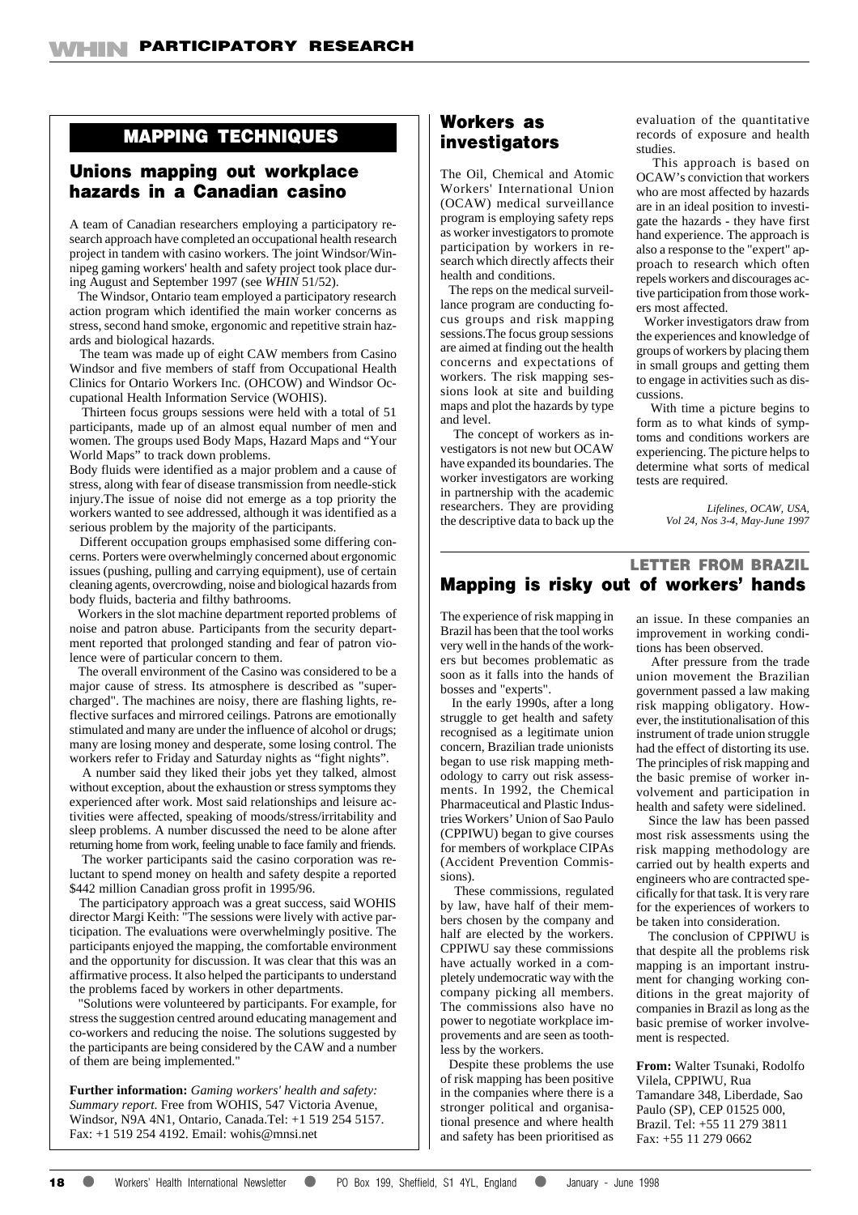# MAPPING TECHNIQUES

## Unions mapping out workplace hazards in a Canadian casino

A team of Canadian researchers employing a participatory research approach have completed an occupational health research project in tandem with casino workers. The joint Windsor/Winnipeg gaming workers' health and safety project took place during August and September 1997 (see *WHIN* 51/52).

The Windsor, Ontario team employed a participatory research action program which identified the main worker concerns as stress, second hand smoke, ergonomic and repetitive strain hazards and biological hazards.

The team was made up of eight CAW members from Casino Windsor and five members of staff from Occupational Health Clinics for Ontario Workers Inc. (OHCOW) and Windsor Occupational Health Information Service (WOHIS).

Thirteen focus groups sessions were held with a total of 51 participants, made up of an almost equal number of men and women. The groups used Body Maps, Hazard Maps and "Your World Maps" to track down problems.

Body fluids were identified as a major problem and a cause of stress, along with fear of disease transmission from needle-stick injury.The issue of noise did not emerge as a top priority the workers wanted to see addressed, although it was identified as a serious problem by the majority of the participants.

Different occupation groups emphasised some differing concerns. Porters were overwhelmingly concerned about ergonomic issues (pushing, pulling and carrying equipment), use of certain cleaning agents, overcrowding, noise and biological hazards from body fluids, bacteria and filthy bathrooms.

Workers in the slot machine department reported problems of noise and patron abuse. Participants from the security department reported that prolonged standing and fear of patron violence were of particular concern to them.

The overall environment of the Casino was considered to be a major cause of stress. Its atmosphere is described as "supercharged". The machines are noisy, there are flashing lights, reflective surfaces and mirrored ceilings. Patrons are emotionally stimulated and many are under the influence of alcohol or drugs; many are losing money and desperate, some losing control. The workers refer to Friday and Saturday nights as "fight nights".

A number said they liked their jobs yet they talked, almost without exception, about the exhaustion or stress symptoms they experienced after work. Most said relationships and leisure activities were affected, speaking of moods/stress/irritability and sleep problems. A number discussed the need to be alone after returning home from work, feeling unable to face family and friends.

The worker participants said the casino corporation was reluctant to spend money on health and safety despite a reported $442 million Canadian gross profit in 1995/96.

The participatory approach was a great success, said WOHIS director Margi Keith: "The sessions were lively with active participation. The evaluations were overwhelmingly positive. The participants enjoyed the mapping, the comfortable environment and the opportunity for discussion. It was clear that this was an affirmative process. It also helped the participants to understand the problems faced by workers in other departments.

"Solutions were volunteered by participants. For example, for stress the suggestion centred around educating management and co-workers and reducing the noise. The solutions suggested by the participants are being considered by the CAW and a number of them are being implemented."

**Further information:** *Gaming workers' health and safety: Summary report.* Free from WOHIS, 547 Victoria Avenue, Windsor, N9A 4N1, Ontario, Canada.Tel: +1 519 254 5157. Fax: +1 519 254 4192. Email: wohis@mnsi.net

## Workers as investigators

The Oil, Chemical and Atomic Workers' International Union (OCAW) medical surveillance program is employing safety reps as worker investigators to promote participation by workers in research which directly affects their health and conditions.

The reps on the medical surveillance program are conducting focus groups and risk mapping sessions.The focus group sessions are aimed at finding out the health concerns and expectations of workers. The risk mapping sessions look at site and building maps and plot the hazards by type and level.

The concept of workers as investigators is not new but OCAW have expanded its boundaries. The worker investigators are working in partnership with the academic researchers. They are providing the descriptive data to back up the evaluation of the quantitative records of exposure and health studies.

This approach is based on OCAW's conviction that workers who are most affected by hazards are in an ideal position to investigate the hazards - they have first hand experience. The approach is also a response to the "expert" approach to research which often repels workers and discourages active participation from those workers most affected.

Worker investigators draw from the experiences and knowledge of groups of workers by placing them in small groups and getting them to engage in activities such as discussions.

With time a picture begins to form as to what kinds of symptoms and conditions workers are experiencing. The picture helps to determine what sorts of medical tests are required.

*Lifelines, OCAW, USA, Vol 24, Nos 3-4, May-June 1997*

### LETTER FROM BRAZIL

## Mapping is risky out of workers' hands

The experience of risk mapping in Brazil has been that the tool works very well in the hands of the workers but becomes problematic as soon as it falls into the hands of bosses and "experts".

In the early 1990s, after a long struggle to get health and safety recognised as a legitimate union concern, Brazilian trade unionists began to use risk mapping methodology to carry out risk assessments. In 1992, the Chemical Pharmaceutical and Plastic Industries Workers' Union of Sao Paulo (CPPIWU) began to give courses for members of workplace CIPAs (Accident Prevention Commissions).

These commissions, regulated by law, have half of their members chosen by the company and half are elected by the workers. CPPIWU say these commissions have actually worked in a completely undemocratic way with the company picking all members. The commissions also have no power to negotiate workplace improvements and are seen as toothless by the workers.

Despite these problems the use of risk mapping has been positive in the companies where there is a stronger political and organisational presence and where health and safety has been prioritised as an issue. In these companies an improvement in working conditions has been observed.

After pressure from the trade union movement the Brazilian government passed a law making risk mapping obligatory. However, the institutionalisation of this instrument of trade union struggle had the effect of distorting its use. The principles of risk mapping and the basic premise of worker involvement and participation in health and safety were sidelined.

Since the law has been passed most risk assessments using the risk mapping methodology are carried out by health experts and engineers who are contracted specifically for that task. It is very rare for the experiences of workers to be taken into consideration.

The conclusion of CPPIWU is that despite all the problems risk mapping is an important instrument for changing working conditions in the great majority of companies in Brazil as long as the basic premise of worker involvement is respected.

**From:** Walter Tsunaki, Rodolfo Vilela, CPPIWU, Rua Tamandare 348, Liberdade, Sao Paulo (SP), CEP 01525 000, Brazil. Tel: +55 11 279 3811 Fax: +55 11 279 0662